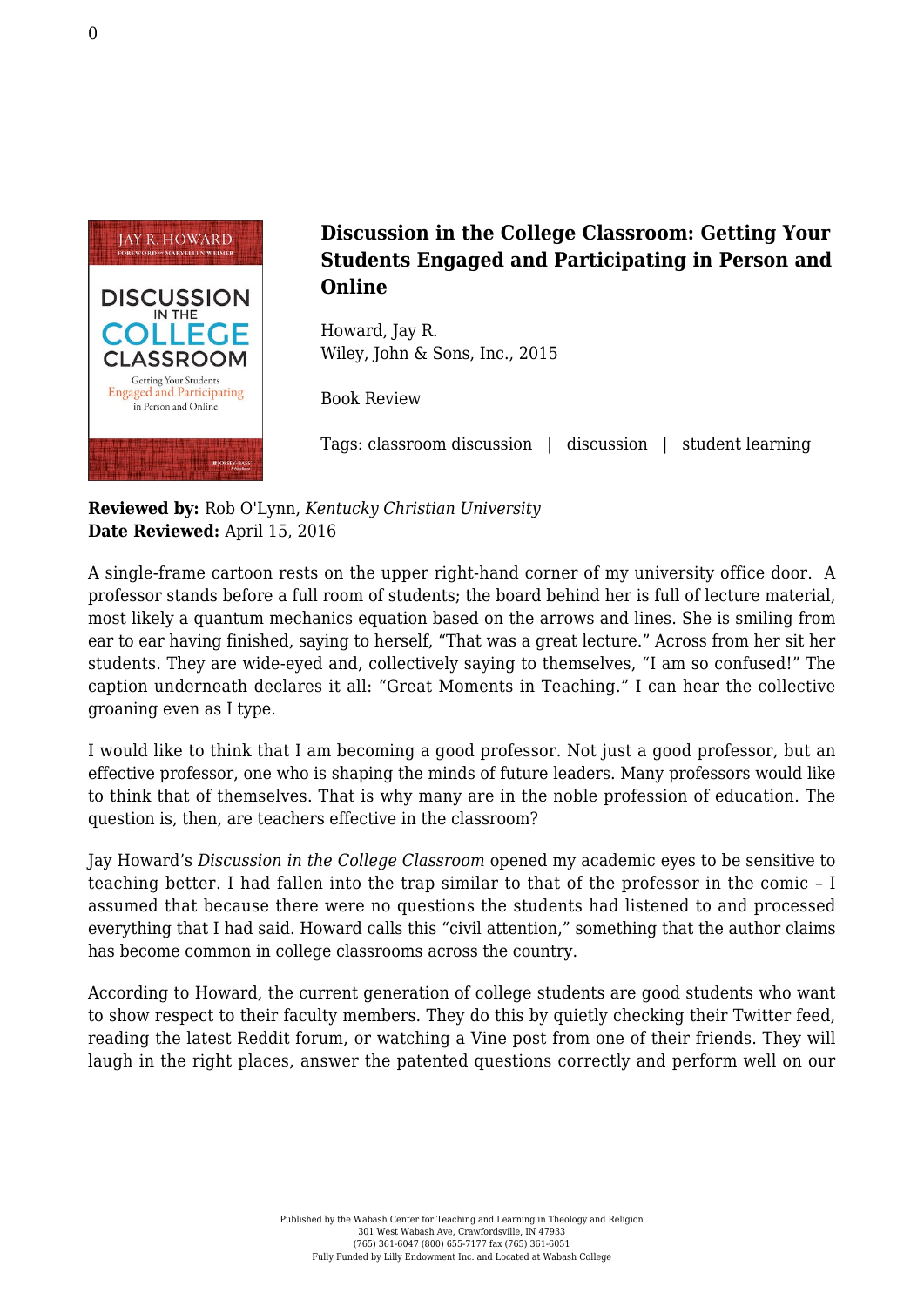## Discussion in the College Classroom: Getting Your Students Engaged and Participating in Person and Online

Howard, Jay R.
Wiley, John & Sons, Inc., 2015

Book Review

Tags: classroom discussion | discussion | student learning

**Reviewed by:** Rob O'Lynn, *Kentucky Christian University*
**Date Reviewed:** April 15, 2016

A single-frame cartoon rests on the upper right-hand corner of my university office door. A professor stands before a full room of students; the board behind her is full of lecture material, most likely a quantum mechanics equation based on the arrows and lines. She is smiling from ear to ear having finished, saying to herself, "That was a great lecture." Across from her sit her students. They are wide-eyed and, collectively saying to themselves, "I am so confused!" The caption underneath declares it all: "Great Moments in Teaching." I can hear the collective groaning even as I type.

I would like to think that I am becoming a good professor. Not just a good professor, but an effective professor, one who is shaping the minds of future leaders. Many professors would like to think that of themselves. That is why many are in the noble profession of education. The question is, then, are teachers effective in the classroom?

Jay Howard's *Discussion in the College Classroom* opened my academic eyes to be sensitive to teaching better. I had fallen into the trap similar to that of the professor in the comic – I assumed that because there were no questions the students had listened to and processed everything that I had said. Howard calls this "civil attention," something that the author claims has become common in college classrooms across the country.

According to Howard, the current generation of college students are good students who want to show respect to their faculty members. They do this by quietly checking their Twitter feed, reading the latest Reddit forum, or watching a Vine post from one of their friends. They will laugh in the right places, answer the patented questions correctly and perform well on our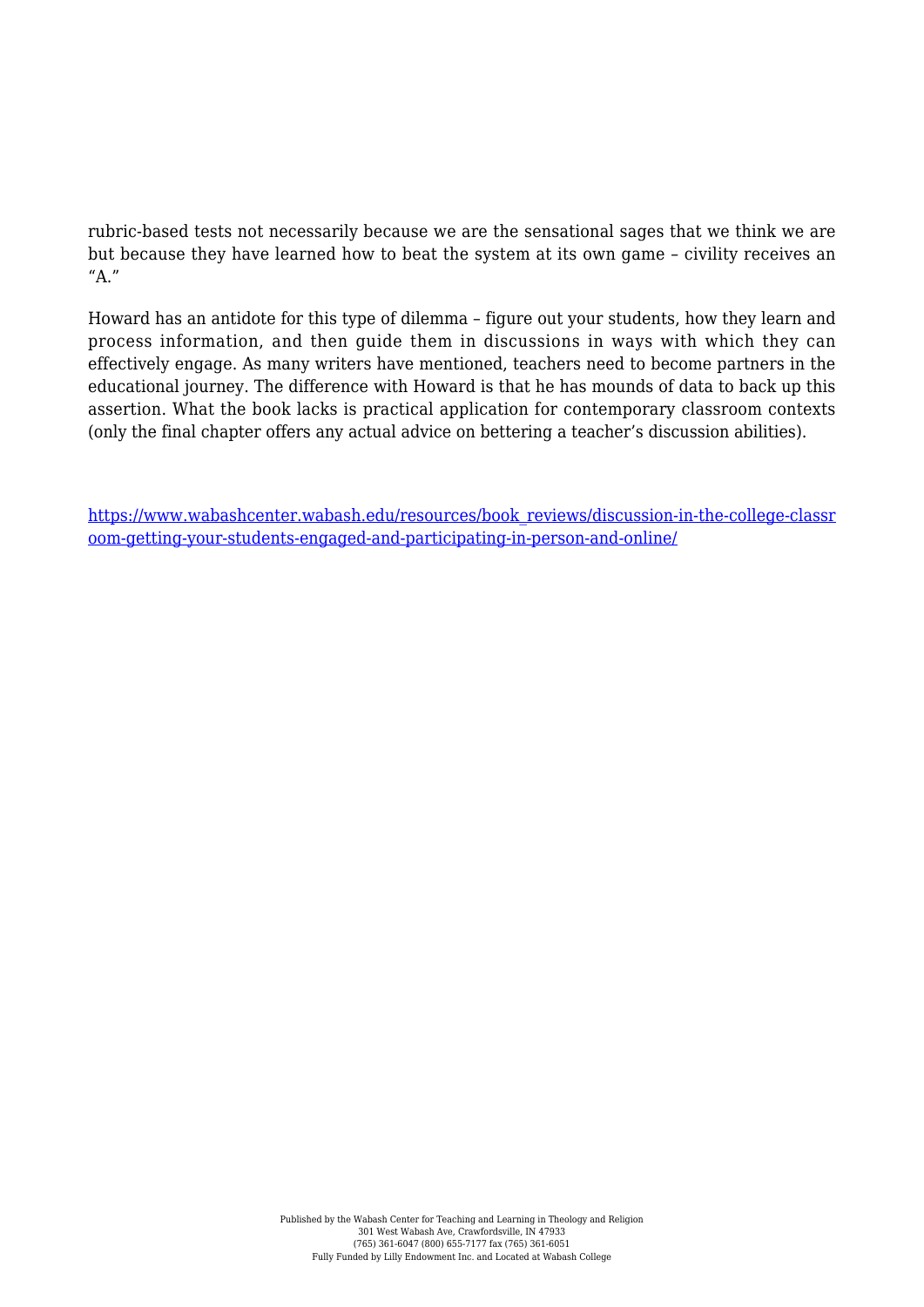rubric-based tests not necessarily because we are the sensational sages that we think we are but because they have learned how to beat the system at its own game – civility receives an "A."

Howard has an antidote for this type of dilemma – figure out your students, how they learn and process information, and then guide them in discussions in ways with which they can effectively engage. As many writers have mentioned, teachers need to become partners in the educational journey. The difference with Howard is that he has mounds of data to back up this assertion. What the book lacks is practical application for contemporary classroom contexts (only the final chapter offers any actual advice on bettering a teacher's discussion abilities).

https://www.wabashcenter.wabash.edu/resources/book_reviews/discussion-in-the-college-classroom-getting-your-students-engaged-and-participating-in-person-and-online/

Published by the Wabash Center for Teaching and Learning in Theology and Religion
301 West Wabash Ave, Crawfordsville, IN 47933
(765) 361-6047 (800) 655-7177 fax (765) 361-6051
Fully Funded by Lilly Endowment Inc. and Located at Wabash College